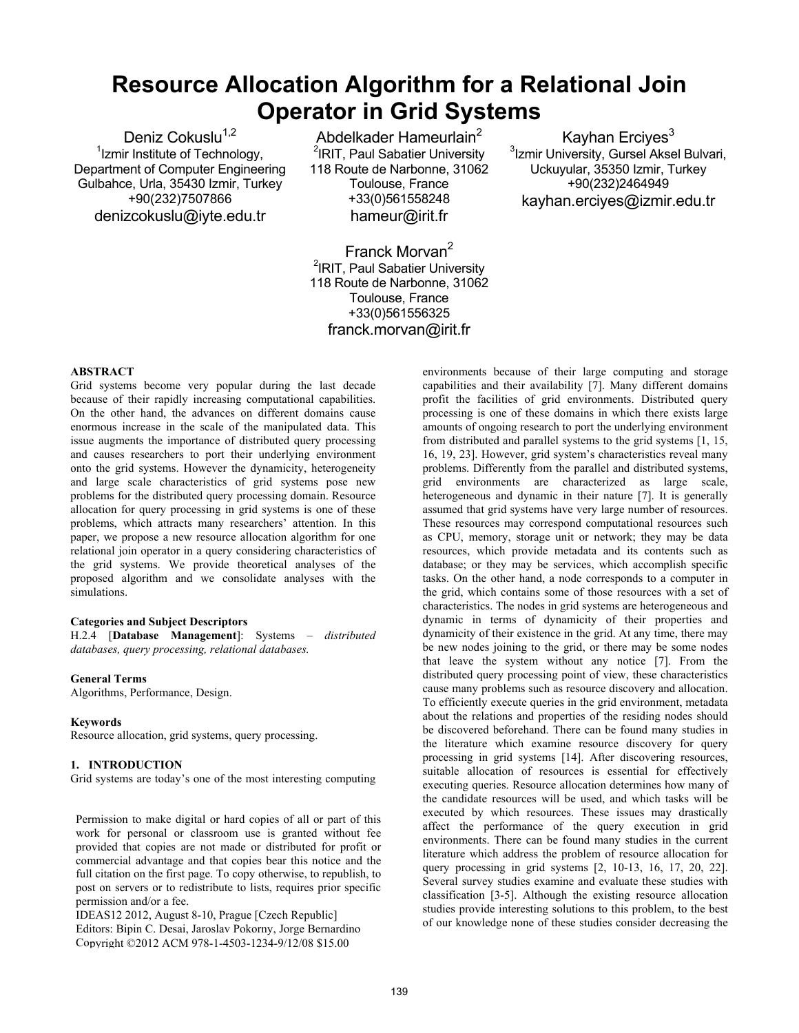# Resource Allocation Algorithm for a Relational Join Operator in Grid Systems

Deniz Cokuslu[1,2]
[1]Izmir Institute of Technology, Department of Computer Engineering
Gulbahce, Urla, 35430 Izmir, Turkey
+90(232)7507866
denizcokuslu@iyte.edu.tr

Abdelkader Hameurlain[2]
[2]IRIT, Paul Sabatier University
118 Route de Narbonne, 31062 Toulouse, France
+33(0)561558248
hameur@irit.fr

Kayhan Erciyes[3]
[3]Izmir University, Gursel Aksel Bulvari, Uckuyular, 35350 Izmir, Turkey
+90(232)2464949
kayhan.erciyes@izmir.edu.tr

Franck Morvan[2]
[2]IRIT, Paul Sabatier University
118 Route de Narbonne, 31062 Toulouse, France
+33(0)561556325
franck.morvan@irit.fr

## ABSTRACT

Grid systems become very popular during the last decade because of their rapidly increasing computational capabilities. On the other hand, the advances on different domains cause enormous increase in the scale of the manipulated data. This issue augments the importance of distributed query processing and causes researchers to port their underlying environment onto the grid systems. However the dynamicity, heterogeneity and large scale characteristics of grid systems pose new problems for the distributed query processing domain. Resource allocation for query processing in grid systems is one of these problems, which attracts many researchers' attention. In this paper, we propose a new resource allocation algorithm for one relational join operator in a query considering characteristics of the grid systems. We provide theoretical analyses of the proposed algorithm and we consolidate analyses with the simulations.

### Categories and Subject Descriptors

H.2.4 [**Database Management**]: Systems – *distributed databases, query processing, relational databases.*

### General Terms

Algorithms, Performance, Design.

### Keywords

Resource allocation, grid systems, query processing.

## 1. INTRODUCTION

Grid systems are today's one of the most interesting computing environments because of their large computing and storage capabilities and their availability [7]. Many different domains profit the facilities of grid environments. Distributed query processing is one of these domains in which there exists large amounts of ongoing research to port the underlying environment from distributed and parallel systems to the grid systems [1, 15, 16, 19, 23]. However, grid system's characteristics reveal many problems. Differently from the parallel and distributed systems, grid environments are characterized as large scale, heterogeneous and dynamic in their nature [7]. It is generally assumed that grid systems have very large number of resources. These resources may correspond computational resources such as CPU, memory, storage unit or network; they may be data resources, which provide metadata and its contents such as database; or they may be services, which accomplish specific tasks. On the other hand, a node corresponds to a computer in the grid, which contains some of those resources with a set of characteristics. The nodes in grid systems are heterogeneous and dynamic in terms of dynamicity of their properties and dynamicity of their existence in the grid. At any time, there may be new nodes joining to the grid, or there may be some nodes that leave the system without any notice [7]. From the distributed query processing point of view, these characteristics cause many problems such as resource discovery and allocation. To efficiently execute queries in the grid environment, metadata about the relations and properties of the residing nodes should be discovered beforehand. There can be found many studies in the literature which examine resource discovery for query processing in grid systems [14]. After discovering resources, suitable allocation of resources is essential for effectively executing queries. Resource allocation determines how many of the candidate resources will be used, and which tasks will be executed by which resources. These issues may drastically affect the performance of the query execution in grid environments. There can be found many studies in the current literature which address the problem of resource allocation for query processing in grid systems [2, 10-13, 16, 17, 20, 22]. Several survey studies examine and evaluate these studies with classification [3-5]. Although the existing resource allocation studies provide interesting solutions to this problem, to the best of our knowledge none of these studies consider decreasing the

Permission to make digital or hard copies of all or part of this work for personal or classroom use is granted without fee provided that copies are not made or distributed for profit or commercial advantage and that copies bear this notice and the full citation on the first page. To copy otherwise, to republish, to post on servers or to redistribute to lists, requires prior specific permission and/or a fee.
IDEAS12 2012, August 8-10, Prague [Czech Republic]
Editors: Bipin C. Desai, Jaroslav Pokorny, Jorge Bernardino
Copyright ©2012 ACM 978-1-4503-1234-9/12/08 $15.00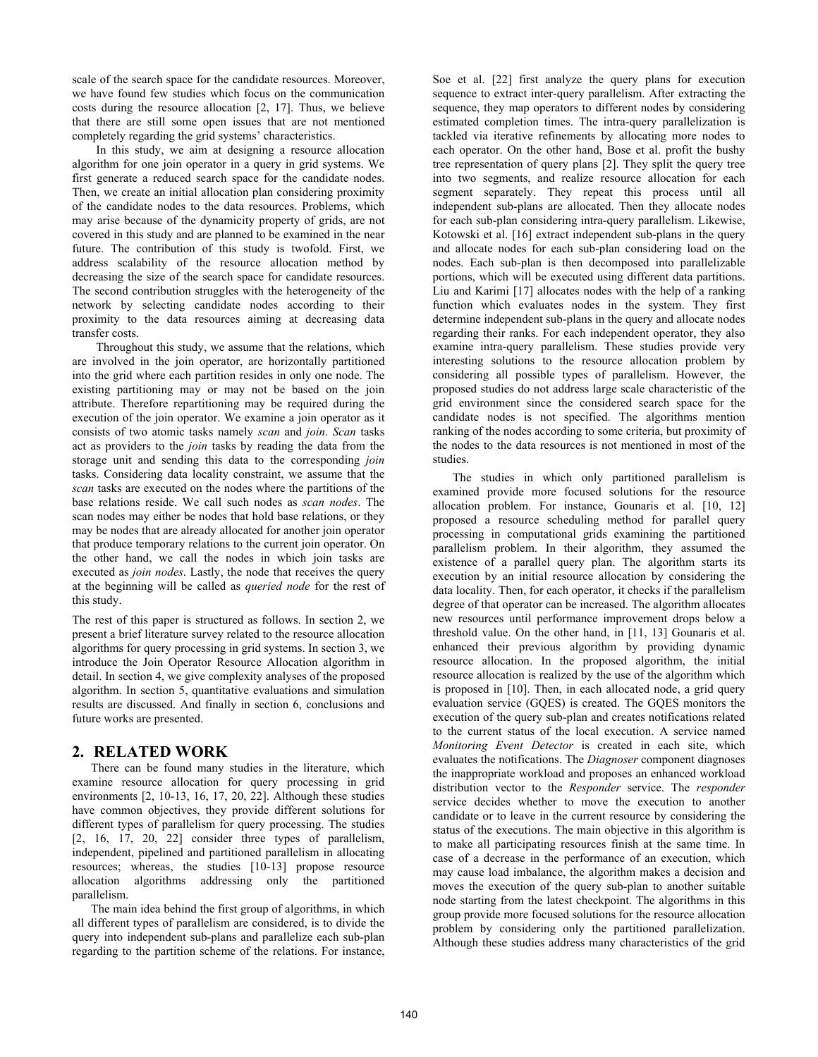scale of the search space for the candidate resources. Moreover, we have found few studies which focus on the communication costs during the resource allocation [2, 17]. Thus, we believe that there are still some open issues that are not mentioned completely regarding the grid systems' characteristics.

In this study, we aim at designing a resource allocation algorithm for one join operator in a query in grid systems. We first generate a reduced search space for the candidate nodes. Then, we create an initial allocation plan considering proximity of the candidate nodes to the data resources. Problems, which may arise because of the dynamicity property of grids, are not covered in this study and are planned to be examined in the near future. The contribution of this study is twofold. First, we address scalability of the resource allocation method by decreasing the size of the search space for candidate resources. The second contribution struggles with the heterogeneity of the network by selecting candidate nodes according to their proximity to the data resources aiming at decreasing data transfer costs.

Throughout this study, we assume that the relations, which are involved in the join operator, are horizontally partitioned into the grid where each partition resides in only one node. The existing partitioning may or may not be based on the join attribute. Therefore repartitioning may be required during the execution of the join operator. We examine a join operator as it consists of two atomic tasks namely *scan* and *join*. *Scan* tasks act as providers to the *join* tasks by reading the data from the storage unit and sending this data to the corresponding *join* tasks. Considering data locality constraint, we assume that the *scan* tasks are executed on the nodes where the partitions of the base relations reside. We call such nodes as *scan nodes*. The scan nodes may either be nodes that hold base relations, or they may be nodes that are already allocated for another join operator that produce temporary relations to the current join operator. On the other hand, we call the nodes in which join tasks are executed as *join nodes*. Lastly, the node that receives the query at the beginning will be called as *queried node* for the rest of this study.

The rest of this paper is structured as follows. In section 2, we present a brief literature survey related to the resource allocation algorithms for query processing in grid systems. In section 3, we introduce the Join Operator Resource Allocation algorithm in detail. In section 4, we give complexity analyses of the proposed algorithm. In section 5, quantitative evaluations and simulation results are discussed. And finally in section 6, conclusions and future works are presented.

## 2. RELATED WORK

There can be found many studies in the literature, which examine resource allocation for query processing in grid environments [2, 10-13, 16, 17, 20, 22]. Although these studies have common objectives, they provide different solutions for different types of parallelism for query processing. The studies [2, 16, 17, 20, 22] consider three types of parallelism, independent, pipelined and partitioned parallelism in allocating resources; whereas, the studies [10-13] propose resource allocation algorithms addressing only the partitioned parallelism.

The main idea behind the first group of algorithms, in which all different types of parallelism are considered, is to divide the query into independent sub-plans and parallelize each sub-plan regarding to the partition scheme of the relations. For instance, Soe et al. [22] first analyze the query plans for execution sequence to extract inter-query parallelism. After extracting the sequence, they map operators to different nodes by considering estimated completion times. The intra-query parallelization is tackled via iterative refinements by allocating more nodes to each operator. On the other hand, Bose et al. profit the bushy tree representation of query plans [2]. They split the query tree into two segments, and realize resource allocation for each segment separately. They repeat this process until all independent sub-plans are allocated. Then they allocate nodes for each sub-plan considering intra-query parallelism. Likewise, Kotowski et al. [16] extract independent sub-plans in the query and allocate nodes for each sub-plan considering load on the nodes. Each sub-plan is then decomposed into parallelizable portions, which will be executed using different data partitions. Liu and Karimi [17] allocates nodes with the help of a ranking function which evaluates nodes in the system. They first determine independent sub-plans in the query and allocate nodes regarding their ranks. For each independent operator, they also examine intra-query parallelism. These studies provide very interesting solutions to the resource allocation problem by considering all possible types of parallelism. However, the proposed studies do not address large scale characteristic of the grid environment since the considered search space for the candidate nodes is not specified. The algorithms mention ranking of the nodes according to some criteria, but proximity of the nodes to the data resources is not mentioned in most of the studies.

The studies in which only partitioned parallelism is examined provide more focused solutions for the resource allocation problem. For instance, Gounaris et al. [10, 12] proposed a resource scheduling method for parallel query processing in computational grids examining the partitioned parallelism problem. In their algorithm, they assumed the existence of a parallel query plan. The algorithm starts its execution by an initial resource allocation by considering the data locality. Then, for each operator, it checks if the parallelism degree of that operator can be increased. The algorithm allocates new resources until performance improvement drops below a threshold value. On the other hand, in [11, 13] Gounaris et al. enhanced their previous algorithm by providing dynamic resource allocation. In the proposed algorithm, the initial resource allocation is realized by the use of the algorithm which is proposed in [10]. Then, in each allocated node, a grid query evaluation service (GQES) is created. The GQES monitors the execution of the query sub-plan and creates notifications related to the current status of the local execution. A service named *Monitoring Event Detector* is created in each site, which evaluates the notifications. The *Diagnoser* component diagnoses the inappropriate workload and proposes an enhanced workload distribution vector to the *Responder* service. The *responder* service decides whether to move the execution to another candidate or to leave in the current resource by considering the status of the executions. The main objective in this algorithm is to make all participating resources finish at the same time. In case of a decrease in the performance of an execution, which may cause load imbalance, the algorithm makes a decision and moves the execution of the query sub-plan to another suitable node starting from the latest checkpoint. The algorithms in this group provide more focused solutions for the resource allocation problem by considering only the partitioned parallelization. Although these studies address many characteristics of the grid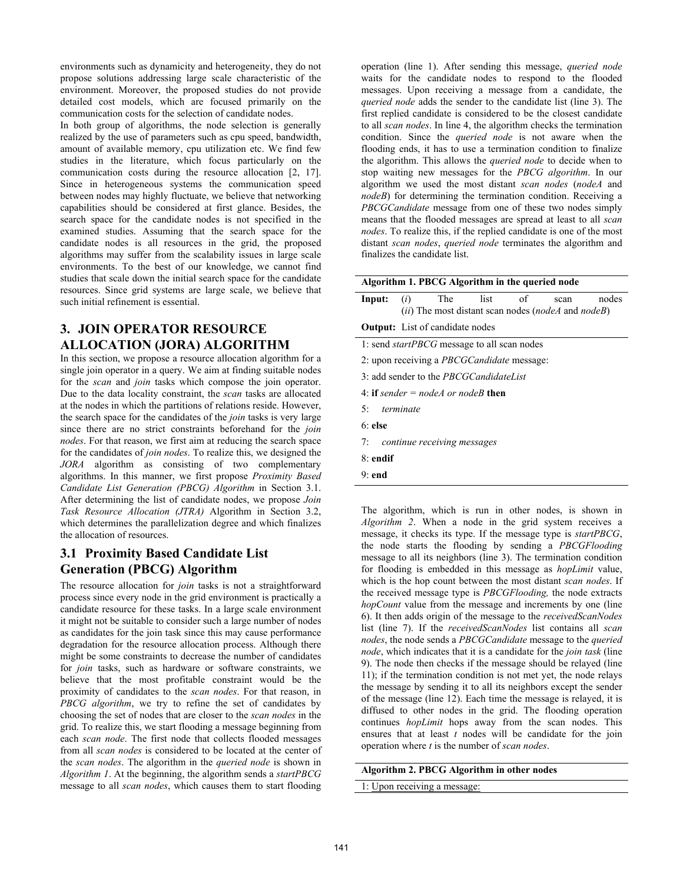environments such as dynamicity and heterogeneity, they do not propose solutions addressing large scale characteristic of the environment. Moreover, the proposed studies do not provide detailed cost models, which are focused primarily on the communication costs for the selection of candidate nodes.

In both group of algorithms, the node selection is generally realized by the use of parameters such as cpu speed, bandwidth, amount of available memory, cpu utilization etc. We find few studies in the literature, which focus particularly on the communication costs during the resource allocation [2, 17]. Since in heterogeneous systems the communication speed between nodes may highly fluctuate, we believe that networking capabilities should be considered at first glance. Besides, the search space for the candidate nodes is not specified in the examined studies. Assuming that the search space for the candidate nodes is all resources in the grid, the proposed algorithms may suffer from the scalability issues in large scale environments. To the best of our knowledge, we cannot find studies that scale down the initial search space for the candidate resources. Since grid systems are large scale, we believe that such initial refinement is essential.

## 3. JOIN OPERATOR RESOURCE ALLOCATION (JORA) ALGORITHM

In this section, we propose a resource allocation algorithm for a single join operator in a query. We aim at finding suitable nodes for the *scan* and *join* tasks which compose the join operator. Due to the data locality constraint, the *scan* tasks are allocated at the nodes in which the partitions of relations reside. However, the search space for the candidates of the *join* tasks is very large since there are no strict constraints beforehand for the *join nodes*. For that reason, we first aim at reducing the search space for the candidates of *join nodes*. To realize this, we designed the *JORA* algorithm as consisting of two complementary algorithms. In this manner, we first propose *Proximity Based Candidate List Generation (PBCG) Algorithm* in Section 3.1. After determining the list of candidate nodes, we propose *Join Task Resource Allocation (JTRA)* Algorithm in Section 3.2, which determines the parallelization degree and which finalizes the allocation of resources.

### 3.1 Proximity Based Candidate List Generation (PBCG) Algorithm

The resource allocation for *join* tasks is not a straightforward process since every node in the grid environment is practically a candidate resource for these tasks. In a large scale environment it might not be suitable to consider such a large number of nodes as candidates for the join task since this may cause performance degradation for the resource allocation process. Although there might be some constraints to decrease the number of candidates for *join* tasks, such as hardware or software constraints, we believe that the most profitable constraint would be the proximity of candidates to the *scan nodes*. For that reason, in *PBCG algorithm*, we try to refine the set of candidates by choosing the set of nodes that are closer to the *scan nodes* in the grid. To realize this, we start flooding a message beginning from each *scan node*. The first node that collects flooded messages from all *scan nodes* is considered to be located at the center of the *scan nodes*. The algorithm in the *queried node* is shown in *Algorithm 1*. At the beginning, the algorithm sends a *startPBCG* message to all *scan nodes*, which causes them to start flooding operation (line 1). After sending this message, *queried node* waits for the candidate nodes to respond to the flooded messages. Upon receiving a message from a candidate, the *queried node* adds the sender to the candidate list (line 3). The first replied candidate is considered to be the closest candidate to all *scan nodes*. In line 4, the algorithm checks the termination condition. Since the *queried node* is not aware when the flooding ends, it has to use a termination condition to finalize the algorithm. This allows the *queried node* to decide when to stop waiting new messages for the *PBCG algorithm*. In our algorithm we used the most distant *scan nodes* (*nodeA* and *nodeB*) for determining the termination condition. Receiving a *PBCGCandidate* message from one of these two nodes simply means that the flooded messages are spread at least to all *scan nodes*. To realize this, if the replied candidate is one of the most distant *scan nodes*, *queried node* terminates the algorithm and finalizes the candidate list.

**Algorithm 1. PBCG Algorithm in the queried node**

**Input:** (*i*) The list of scan nodes
(*ii*) The most distant scan nodes (*nodeA* and *nodeB*)

**Output:** List of candidate nodes

1: send *startPBCG* message to all scan nodes
2: upon receiving a *PBCGCandidate* message:
3: add sender to the *PBCGCandidateList*
4: **if** *sender = nodeA or nodeB* **then**
5: &nbsp;&nbsp;&nbsp;&nbsp;*terminate*
6: **else**
7: &nbsp;&nbsp;&nbsp;&nbsp;*continue receiving messages*
8: **endif**
9: **end**

The algorithm, which is run in other nodes, is shown in *Algorithm 2*. When a node in the grid system receives a message, it checks its type. If the message type is *startPBCG*, the node starts the flooding by sending a *PBCGFlooding* message to all its neighbors (line 3). The termination condition for flooding is embedded in this message as *hopLimit* value, which is the hop count between the most distant *scan nodes*. If the received message type is *PBCGFlooding,* the node extracts *hopCount* value from the message and increments by one (line 6). It then adds origin of the message to the *receivedScanNodes* list (line 7). If the *receivedScanNodes* list contains all *scan nodes*, the node sends a *PBCGCandidate* message to the *queried node*, which indicates that it is a candidate for the *join task* (line 9). The node then checks if the message should be relayed (line 11); if the termination condition is not met yet, the node relays the message by sending it to all its neighbors except the sender of the message (line 12). Each time the message is relayed, it is diffused to other nodes in the grid. The flooding operation continues *hopLimit* hops away from the scan nodes. This ensures that at least *t* nodes will be candidate for the join operation where *t* is the number of *scan nodes*.

**Algorithm 2. PBCG Algorithm in other nodes**

1: Upon receiving a message: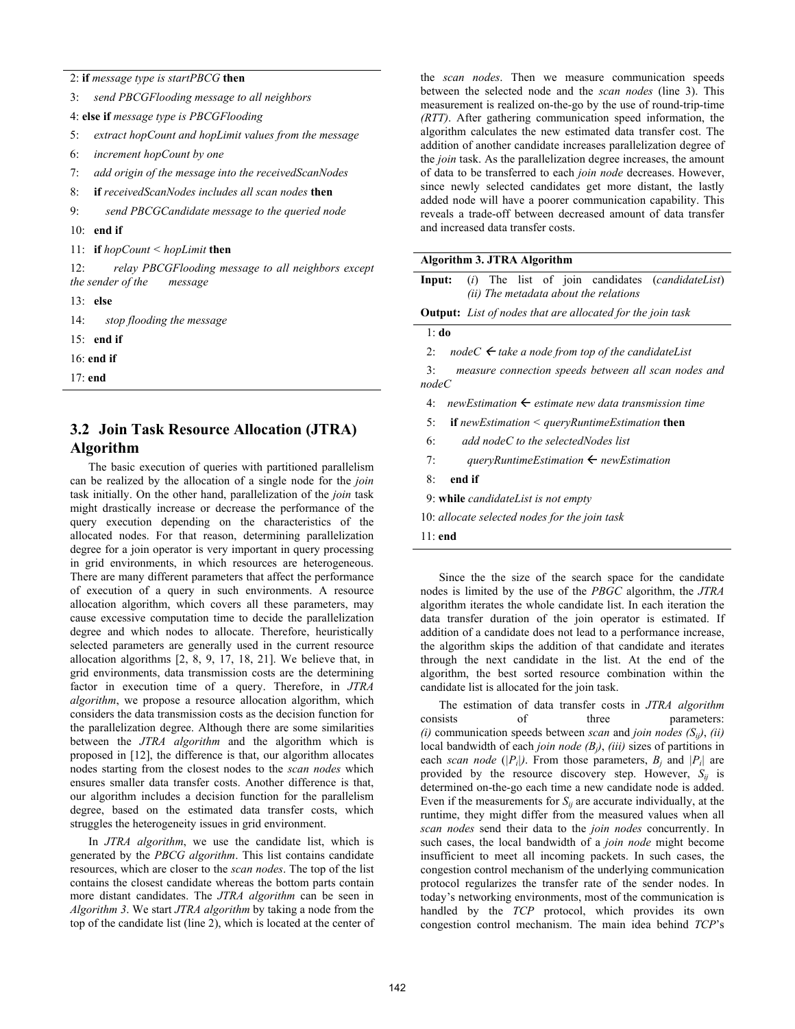2: **if** *message type is startPBCG* **then**

3: *send PBCGFlooding message to all neighbors*

4: **else if** *message type is PBCGFlooding*

5: *extract hopCount and hopLimit values from the message*

6: *increment hopCount by one*

7: *add origin of the message into the receivedScanNodes*

8: **if** *receivedScanNodes includes all scan nodes* **then**

9: *send PBCGCandidate message to the queried node*

10: **end if**

11: **if** *hopCount* < *hopLimit* **then**

12: *relay PBCGFlooding message to all neighbors except the sender of the message*

13: **else**

14: *stop flooding the message*

15: **end if**

16: **end if**

17: **end**

## 3.2 Join Task Resource Allocation (JTRA) Algorithm

The basic execution of queries with partitioned parallelism can be realized by the allocation of a single node for the *join* task initially. On the other hand, parallelization of the *join* task might drastically increase or decrease the performance of the query execution depending on the characteristics of the allocated nodes. For that reason, determining parallelization degree for a join operator is very important in query processing in grid environments, in which resources are heterogeneous. There are many different parameters that affect the performance of execution of a query in such environments. A resource allocation algorithm, which covers all these parameters, may cause excessive computation time to decide the parallelization degree and which nodes to allocate. Therefore, heuristically selected parameters are generally used in the current resource allocation algorithms [2, 8, 9, 17, 18, 21]. We believe that, in grid environments, data transmission costs are the determining factor in execution time of a query. Therefore, in *JTRA algorithm*, we propose a resource allocation algorithm, which considers the data transmission costs as the decision function for the parallelization degree. Although there are some similarities between the *JTRA algorithm* and the algorithm which is proposed in [12], the difference is that, our algorithm allocates nodes starting from the closest nodes to the *scan nodes* which ensures smaller data transfer costs. Another difference is that, our algorithm includes a decision function for the parallelism degree, based on the estimated data transfer costs, which struggles the heterogeneity issues in grid environment.

In *JTRA algorithm*, we use the candidate list, which is generated by the *PBCG algorithm*. This list contains candidate resources, which are closer to the *scan nodes*. The top of the list contains the closest candidate whereas the bottom parts contain more distant candidates. The *JTRA algorithm* can be seen in *Algorithm 3*. We start *JTRA algorithm* by taking a node from the top of the candidate list (line 2), which is located at the center of the *scan nodes*. Then we measure communication speeds between the selected node and the *scan nodes* (line 3). This measurement is realized on-the-go by the use of round-trip-time *(RTT)*. After gathering communication speed information, the algorithm calculates the new estimated data transfer cost. The addition of another candidate increases parallelization degree of the *join* task. As the parallelization degree increases, the amount of data to be transferred to each *join node* decreases. However, since newly selected candidates get more distant, the lastly added node will have a poorer communication capability. This reveals a trade-off between decreased amount of data transfer and increased data transfer costs.

**Algorithm 3. JTRA Algorithm**

**Input:** (*i*) The list of join candidates (*candidateList*)
*(ii) The metadata about the relations*

**Output:** *List of nodes that are allocated for the join task*

1: **do**

2: *nodeC* ← *take a node from top of the candidateList*

3: *measure connection speeds between all scan nodes and nodeC*

4: *newEstimation* ← *estimate new data transmission time*

5: **if** *newEstimation* < *queryRuntimeEstimation* **then**

6: *add nodeC to the selectedNodes list*

7: *queryRuntimeEstimation* ← *newEstimation*

8: **end if**

9: **while** *candidateList is not empty*

10: *allocate selected nodes for the join task*

11: **end**

Since the the size of the search space for the candidate nodes is limited by the use of the *PBGC* algorithm, the *JTRA* algorithm iterates the whole candidate list. In each iteration the data transfer duration of the join operator is estimated. If addition of a candidate does not lead to a performance increase, the algorithm skips the addition of that candidate and iterates through the next candidate in the list. At the end of the algorithm, the best sorted resource combination within the candidate list is allocated for the join task.

The estimation of data transfer costs in *JTRA algorithm* consists of three parameters: *(i)* communication speeds between *scan* and *join nodes* $(S_{ij})$, *(ii)* local bandwidth of each *join node* $(B_j)$, *(iii)* sizes of partitions in each *scan node* $(|P_i|)$. From those parameters, $B_j$ and $|P_i|$ are provided by the resource discovery step. However, $S_{ij}$ is determined on-the-go each time a new candidate node is added. Even if the measurements for $S_{ij}$ are accurate individually, at the runtime, they might differ from the measured values when all *scan nodes* send their data to the *join nodes* concurrently. In such cases, the local bandwidth of a *join node* might become insufficient to meet all incoming packets. In such cases, the congestion control mechanism of the underlying communication protocol regularizes the transfer rate of the sender nodes. In today's networking environments, most of the communication is handled by the *TCP* protocol, which provides its own congestion control mechanism. The main idea behind *TCP*'s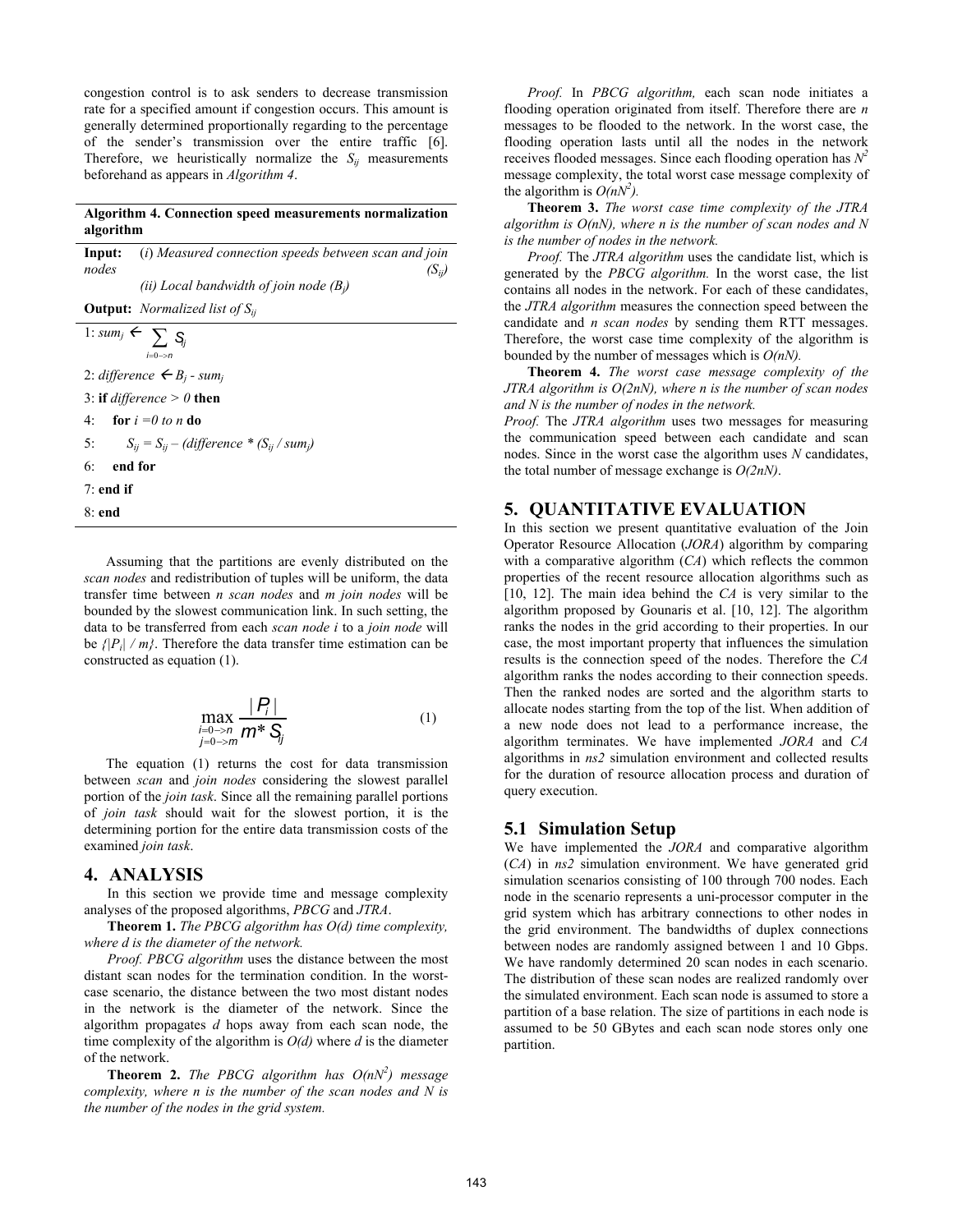congestion control is to ask senders to decrease transmission rate for a specified amount if congestion occurs. This amount is generally determined proportionally regarding to the percentage of the sender's transmission over the entire traffic [6]. Therefore, we heuristically normalize the $S_{ij}$ measurements beforehand as appears in *Algorithm 4*.

**Algorithm 4. Connection speed measurements normalization algorithm**

**Input:** (*i*) *Measured connection speeds between scan and join nodes* ($S_{ij}$)

*(ii) Local bandwidth of join node* ($B_j$)

**Output:** *Normalized list of* $S_{ij}$

1: $sum_j \leftarrow \sum_{i=0 \to n} S_{ij}$

2: *difference* $\leftarrow B_j - sum_j$

3: **if** *difference > 0* **then**

4: &nbsp;&nbsp;&nbsp;&nbsp;**for** *i =0 to n* **do**

5: &nbsp;&nbsp;&nbsp;&nbsp;&nbsp;&nbsp;&nbsp;&nbsp;$S_{ij} = S_{ij} - (difference * (S_{ij} / sum_j)$

6: &nbsp;&nbsp;&nbsp;&nbsp;**end for**

7: **end if**

8: **end**

Assuming that the partitions are evenly distributed on the *scan nodes* and redistribution of tuples will be uniform, the data transfer time between *n scan nodes* and *m join nodes* will be bounded by the slowest communication link. In such setting, the data to be transferred from each *scan node i* to a *join node* will be $\{|P_i| / m\}$. Therefore the data transfer time estimation can be constructed as equation (1).

$$\max_{\substack{i=0 \to n \\ j=0 \to m}} \frac{|P_i|}{m * S_{ij}} \qquad (1)$$

The equation (1) returns the cost for data transmission between *scan* and *join nodes* considering the slowest parallel portion of the *join task*. Since all the remaining parallel portions of *join task* should wait for the slowest portion, it is the determining portion for the entire data transmission costs of the examined *join task*.

# 4. ANALYSIS

In this section we provide time and message complexity analyses of the proposed algorithms, *PBCG* and *JTRA*.

**Theorem 1.** *The PBCG algorithm has O(d) time complexity, where d is the diameter of the network.*

*Proof. PBCG algorithm* uses the distance between the most distant scan nodes for the termination condition. In the worst-case scenario, the distance between the two most distant nodes in the network is the diameter of the network. Since the algorithm propagates *d* hops away from each scan node, the time complexity of the algorithm is *O(d)* where *d* is the diameter of the network.

**Theorem 2.** *The PBCG algorithm has* $O(nN^2)$ *message complexity, where n is the number of the scan nodes and N is the number of the nodes in the grid system.*

*Proof.* In *PBCG algorithm,* each scan node initiates a flooding operation originated from itself. Therefore there are *n* messages to be flooded to the network. In the worst case, the flooding operation lasts until all the nodes in the network receives flooded messages. Since each flooding operation has $N^2$ message complexity, the total worst case message complexity of the algorithm is $O(nN^2)$.

**Theorem 3.** *The worst case time complexity of the JTRA algorithm is O(nN), where n is the number of scan nodes and N is the number of nodes in the network.*

*Proof.* The *JTRA algorithm* uses the candidate list, which is generated by the *PBCG algorithm.* In the worst case, the list contains all nodes in the network. For each of these candidates, the *JTRA algorithm* measures the connection speed between the candidate and *n scan nodes* by sending them RTT messages. Therefore, the worst case time complexity of the algorithm is bounded by the number of messages which is *O(nN).*

**Theorem 4.** *The worst case message complexity of the JTRA algorithm is O(2nN), where n is the number of scan nodes and N is the number of nodes in the network.*

*Proof.* The *JTRA algorithm* uses two messages for measuring the communication speed between each candidate and scan nodes. Since in the worst case the algorithm uses *N* candidates, the total number of message exchange is *O(2nN)*.

# 5. QUANTITATIVE EVALUATION

In this section we present quantitative evaluation of the Join Operator Resource Allocation (*JORA*) algorithm by comparing with a comparative algorithm (*CA*) which reflects the common properties of the recent resource allocation algorithms such as [10, 12]. The main idea behind the *CA* is very similar to the algorithm proposed by Gounaris et al. [10, 12]. The algorithm ranks the nodes in the grid according to their properties. In our case, the most important property that influences the simulation results is the connection speed of the nodes. Therefore the *CA* algorithm ranks the nodes according to their connection speeds. Then the ranked nodes are sorted and the algorithm starts to allocate nodes starting from the top of the list. When addition of a new node does not lead to a performance increase, the algorithm terminates. We have implemented *JORA* and *CA* algorithms in *ns2* simulation environment and collected results for the duration of resource allocation process and duration of query execution.

## 5.1 Simulation Setup

We have implemented the *JORA* and comparative algorithm (*CA*) in *ns2* simulation environment. We have generated grid simulation scenarios consisting of 100 through 700 nodes. Each node in the scenario represents a uni-processor computer in the grid system which has arbitrary connections to other nodes in the grid environment. The bandwidths of duplex connections between nodes are randomly assigned between 1 and 10 Gbps. We have randomly determined 20 scan nodes in each scenario. The distribution of these scan nodes are realized randomly over the simulated environment. Each scan node is assumed to store a partition of a base relation. The size of partitions in each node is assumed to be 50 GBytes and each scan node stores only one partition.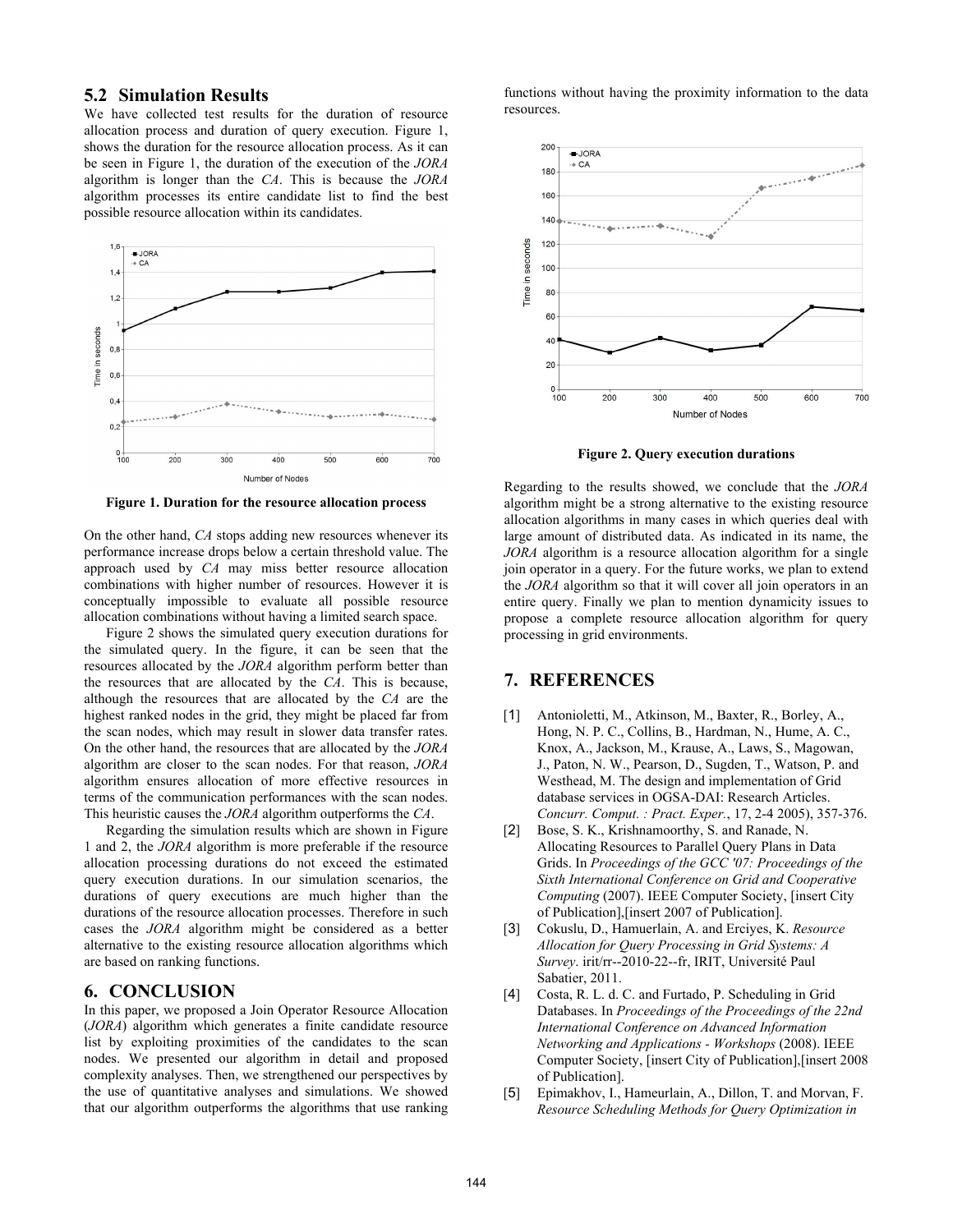## 5.2 Simulation Results

We have collected test results for the duration of resource allocation process and duration of query execution. Figure 1, shows the duration for the resource allocation process. As it can be seen in Figure 1, the duration of the execution of the *JORA* algorithm is longer than the *CA*. This is because the *JORA* algorithm processes its entire candidate list to find the best possible resource allocation within its candidates.

**Figure 1. Duration for the resource allocation process**

On the other hand, *CA* stops adding new resources whenever its performance increase drops below a certain threshold value. The approach used by *CA* may miss better resource allocation combinations with higher number of resources. However it is conceptually impossible to evaluate all possible resource allocation combinations without having a limited search space.

Figure 2 shows the simulated query execution durations for the simulated query. In the figure, it can be seen that the resources allocated by the *JORA* algorithm perform better than the resources that are allocated by the *CA*. This is because, although the resources that are allocated by the *CA* are the highest ranked nodes in the grid, they might be placed far from the scan nodes, which may result in slower data transfer rates. On the other hand, the resources that are allocated by the *JORA* algorithm are closer to the scan nodes. For that reason, *JORA* algorithm ensures allocation of more effective resources in terms of the communication performances with the scan nodes. This heuristic causes the *JORA* algorithm outperforms the *CA*.

Regarding the simulation results which are shown in Figure 1 and 2, the *JORA* algorithm is more preferable if the resource allocation processing durations do not exceed the estimated query execution durations. In our simulation scenarios, the durations of query executions are much higher than the durations of the resource allocation processes. Therefore in such cases the *JORA* algorithm might be considered as a better alternative to the existing resource allocation algorithms which are based on ranking functions.

# 6. CONCLUSION

In this paper, we proposed a Join Operator Resource Allocation (*JORA*) algorithm which generates a finite candidate resource list by exploiting proximities of the candidates to the scan nodes. We presented our algorithm in detail and proposed complexity analyses. Then, we strengthened our perspectives by the use of quantitative analyses and simulations. We showed that our algorithm outperforms the algorithms that use ranking functions without having the proximity information to the data resources.

**Figure 2. Query execution durations**

Regarding to the results showed, we conclude that the *JORA* algorithm might be a strong alternative to the existing resource allocation algorithms in many cases in which queries deal with large amount of distributed data. As indicated in its name, the *JORA* algorithm is a resource allocation algorithm for a single join operator in a query. For the future works, we plan to extend the *JORA* algorithm so that it will cover all join operators in an entire query. Finally we plan to mention dynamicity issues to propose a complete resource allocation algorithm for query processing in grid environments.

# 7. REFERENCES

[1] Antonioletti, M., Atkinson, M., Baxter, R., Borley, A., Hong, N. P. C., Collins, B., Hardman, N., Hume, A. C., Knox, A., Jackson, M., Krause, A., Laws, S., Magowan, J., Paton, N. W., Pearson, D., Sugden, T., Watson, P. and Westhead, M. The design and implementation of Grid database services in OGSA-DAI: Research Articles. *Concurr. Comput. : Pract. Exper.*, 17, 2-4 2005), 357-376.

[2] Bose, S. K., Krishnamoorthy, S. and Ranade, N. Allocating Resources to Parallel Query Plans in Data Grids. In *Proceedings of the GCC '07: Proceedings of the Sixth International Conference on Grid and Cooperative Computing* (2007). IEEE Computer Society, [insert City of Publication],[insert 2007 of Publication].

[3] Cokuslu, D., Hameurlain, A. and Erciyes, K. *Resource Allocation for Query Processing in Grid Systems: A Survey*. irit/rr--2010-22--fr, IRIT, Université Paul Sabatier, 2011.

[4] Costa, R. L. d. C. and Furtado, P. Scheduling in Grid Databases. In *Proceedings of the Proceedings of the 22nd International Conference on Advanced Information Networking and Applications - Workshops* (2008). IEEE Computer Society, [insert City of Publication],[insert 2008 of Publication].

[5] Epimakhov, I., Hameurlain, A., Dillon, T. and Morvan, F. *Resource Scheduling Methods for Query Optimization in*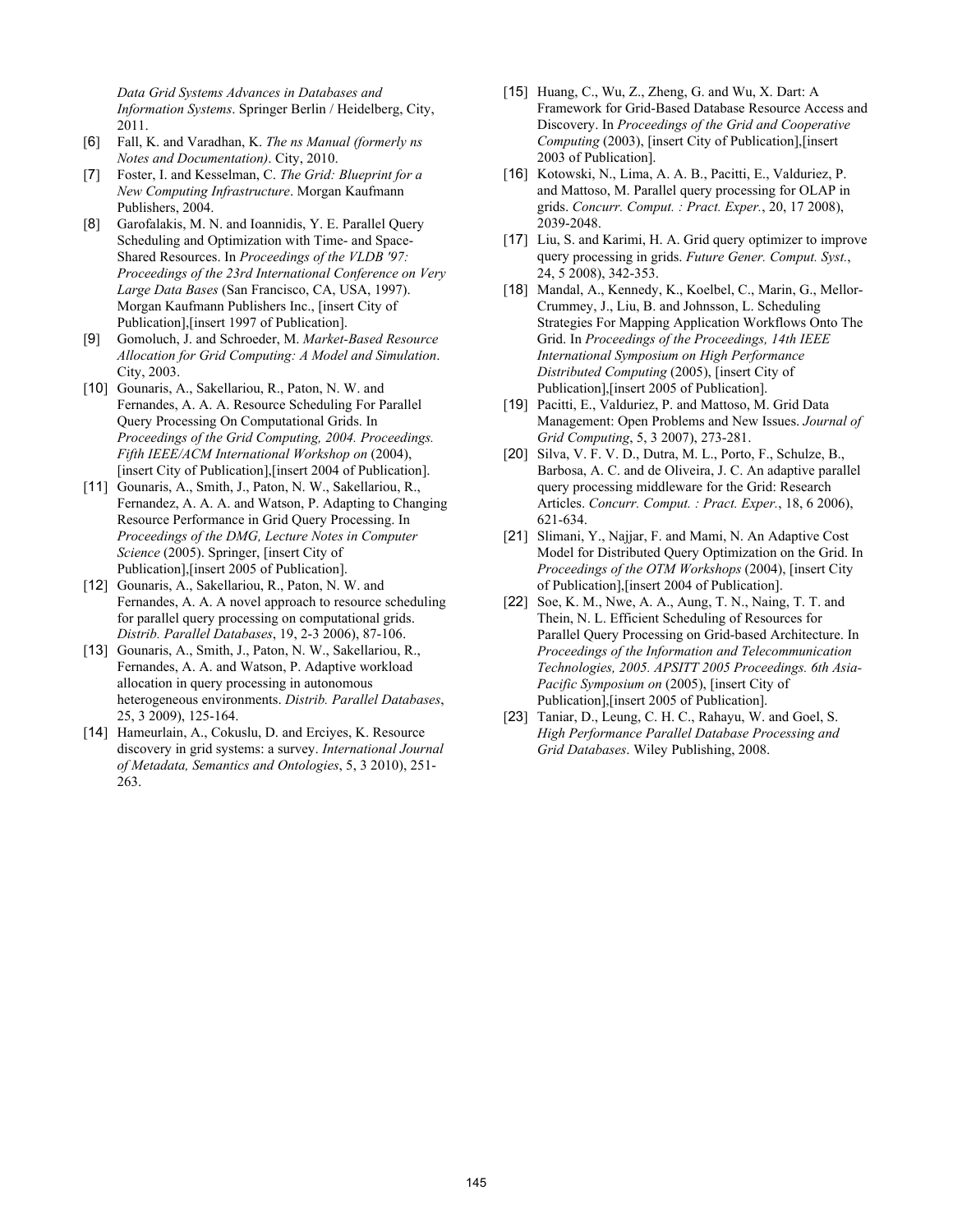*Data Grid Systems Advances in Databases and Information Systems*. Springer Berlin / Heidelberg, City, 2011.

[6] Fall, K. and Varadhan, K. *The ns Manual (formerly ns Notes and Documentation)*. City, 2010.

[7] Foster, I. and Kesselman, C. *The Grid: Blueprint for a New Computing Infrastructure*. Morgan Kaufmann Publishers, 2004.

[8] Garofalakis, M. N. and Ioannidis, Y. E. Parallel Query Scheduling and Optimization with Time- and Space-Shared Resources. In *Proceedings of the VLDB '97: Proceedings of the 23rd International Conference on Very Large Data Bases* (San Francisco, CA, USA, 1997). Morgan Kaufmann Publishers Inc., [insert City of Publication],[insert 1997 of Publication].

[9] Gomoluch, J. and Schroeder, M. *Market-Based Resource Allocation for Grid Computing: A Model and Simulation*. City, 2003.

[10] Gounaris, A., Sakellariou, R., Paton, N. W. and Fernandes, A. A. A. Resource Scheduling For Parallel Query Processing On Computational Grids. In *Proceedings of the Grid Computing, 2004. Proceedings. Fifth IEEE/ACM International Workshop on* (2004), [insert City of Publication],[insert 2004 of Publication].

[11] Gounaris, A., Smith, J., Paton, N. W., Sakellariou, R., Fernandez, A. A. A. and Watson, P. Adapting to Changing Resource Performance in Grid Query Processing. In *Proceedings of the DMG, Lecture Notes in Computer Science* (2005). Springer, [insert City of Publication],[insert 2005 of Publication].

[12] Gounaris, A., Sakellariou, R., Paton, N. W. and Fernandes, A. A. A. A novel approach to resource scheduling for parallel query processing on computational grids. *Distrib. Parallel Databases*, 19, 2-3 2006), 87-106.

[13] Gounaris, A., Smith, J., Paton, N. W., Sakellariou, R., Fernandes, A. A. and Watson, P. Adaptive workload allocation in query processing in autonomous heterogeneous environments. *Distrib. Parallel Databases*, 25, 3 2009), 125-164.

[14] Hameurlain, A., Cokuslu, D. and Erciyes, K. Resource discovery in grid systems: a survey. *International Journal of Metadata, Semantics and Ontologies*, 5, 3 2010), 251-263.

[15] Huang, C., Wu, Z., Zheng, G. and Wu, X. Dart: A Framework for Grid-Based Database Resource Access and Discovery. In *Proceedings of the Grid and Cooperative Computing* (2003), [insert City of Publication],[insert 2003 of Publication].

[16] Kotowski, N., Lima, A. A. B., Pacitti, E., Valduriez, P. and Mattoso, M. Parallel query processing for OLAP in grids. *Concurr. Comput. : Pract. Exper.*, 20, 17 2008), 2039-2048.

[17] Liu, S. and Karimi, H. A. Grid query optimizer to improve query processing in grids. *Future Gener. Comput. Syst.*, 24, 5 2008), 342-353.

[18] Mandal, A., Kennedy, K., Koelbel, C., Marin, G., Mellor-Crummey, J., Liu, B. and Johnsson, L. Scheduling Strategies For Mapping Application Workflows Onto The Grid. In *Proceedings of the Proceedings, 14th IEEE International Symposium on High Performance Distributed Computing* (2005), [insert City of Publication],[insert 2005 of Publication].

[19] Pacitti, E., Valduriez, P. and Mattoso, M. Grid Data Management: Open Problems and New Issues. *Journal of Grid Computing*, 5, 3 2007), 273-281.

[20] Silva, V. F. V. D., Dutra, M. L., Porto, F., Schulze, B., Barbosa, A. C. and de Oliveira, J. C. An adaptive parallel query processing middleware for the Grid: Research Articles. *Concurr. Comput. : Pract. Exper.*, 18, 6 2006), 621-634.

[21] Slimani, Y., Najjar, F. and Mami, N. An Adaptive Cost Model for Distributed Query Optimization on the Grid. In *Proceedings of the OTM Workshops* (2004), [insert City of Publication],[insert 2004 of Publication].

[22] Soe, K. M., Nwe, A. A., Aung, T. N., Naing, T. T. and Thein, N. L. Efficient Scheduling of Resources for Parallel Query Processing on Grid-based Architecture. In *Proceedings of the Information and Telecommunication Technologies, 2005. APSITT 2005 Proceedings. 6th Asia-Pacific Symposium on* (2005), [insert City of Publication],[insert 2005 of Publication].

[23] Taniar, D., Leung, C. H. C., Rahayu, W. and Goel, S. *High Performance Parallel Database Processing and Grid Databases*. Wiley Publishing, 2008.